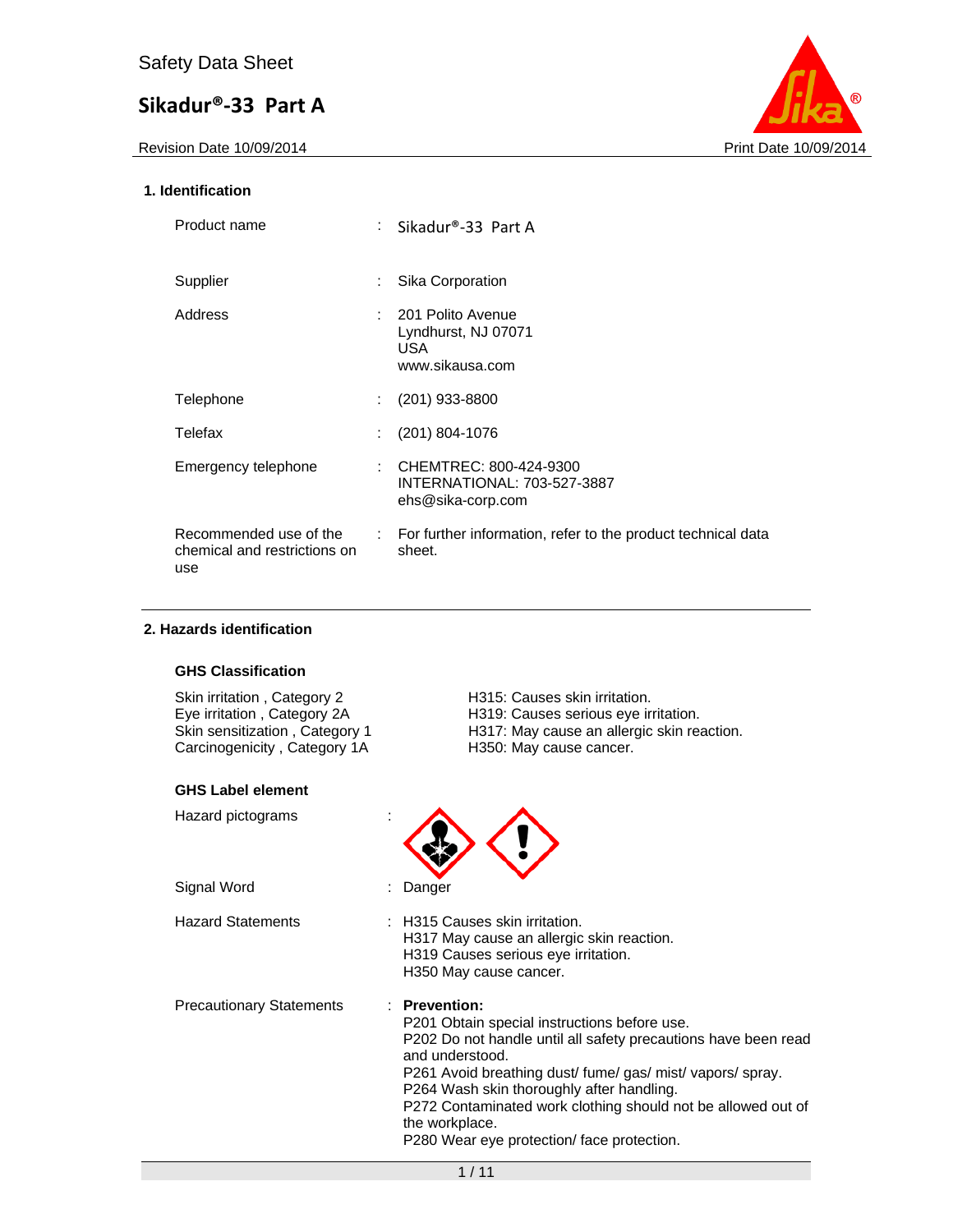Safety Data Sheet

# Sikadur®-33 Part A

Revision Date 10/09/2014 | Print Date 10/09/2014

## 1. Identification

| | | |
|---|---|---|
| Product name | : | Sikadur®-33 Part A |
| Supplier | : | Sika Corporation |
| Address | : | 201 Polito Avenue<br>Lyndhurst, NJ 07071<br>USA<br>www.sikausa.com |
| Telephone | : | (201) 933-8800 |
| Telefax | : | (201) 804-1076 |
| Emergency telephone | : | CHEMTREC: 800-424-9300<br>INTERNATIONAL: 703-527-3887<br>ehs@sika-corp.com |
| Recommended use of the chemical and restrictions on use | : | For further information, refer to the product technical data sheet. |

## 2. Hazards identification

### GHS Classification

| | |
|---|---|
| Skin irritation , Category 2 | H315: Causes skin irritation. |
| Eye irritation , Category 2A | H319: Causes serious eye irritation. |
| Skin sensitization , Category 1 | H317: May cause an allergic skin reaction. |
| Carcinogenicity , Category 1A | H350: May cause cancer. |

### GHS Label element

Hazard pictograms :

Signal Word : Danger

Hazard Statements :
H315 Causes skin irritation.
H317 May cause an allergic skin reaction.
H319 Causes serious eye irritation.
H350 May cause cancer.

Precautionary Statements :

**Prevention:**
P201 Obtain special instructions before use.
P202 Do not handle until all safety precautions have been read and understood.
P261 Avoid breathing dust/ fume/ gas/ mist/ vapors/ spray.
P264 Wash skin thoroughly after handling.
P272 Contaminated work clothing should not be allowed out of the workplace.
P280 Wear eye protection/ face protection.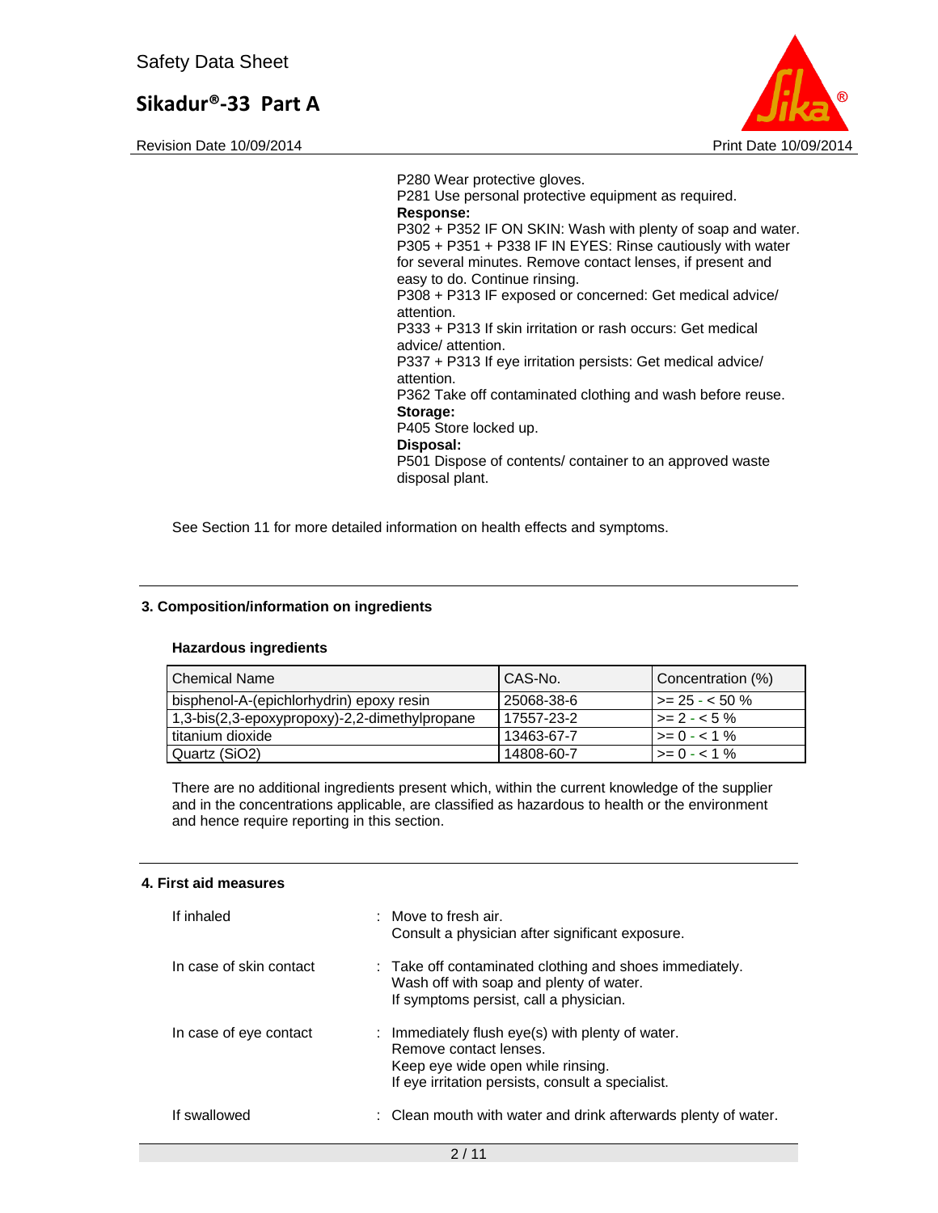P280 Wear protective gloves.
P281 Use personal protective equipment as required.

**Response:**

P302 + P352 IF ON SKIN: Wash with plenty of soap and water.
P305 + P351 + P338 IF IN EYES: Rinse cautiously with water for several minutes. Remove contact lenses, if present and easy to do. Continue rinsing.
P308 + P313 IF exposed or concerned: Get medical advice/ attention.
P333 + P313 If skin irritation or rash occurs: Get medical advice/ attention.
P337 + P313 If eye irritation persists: Get medical advice/ attention.
P362 Take off contaminated clothing and wash before reuse.

**Storage:**

P405 Store locked up.

**Disposal:**

P501 Dispose of contents/ container to an approved waste disposal plant.

See Section 11 for more detailed information on health effects and symptoms.

## 3. Composition/information on ingredients

**Hazardous ingredients**

| Chemical Name | CAS-No. | Concentration (%) |
|---|---|---|
| bisphenol-A-(epichlorhydrin) epoxy resin | 25068-38-6 | >= 25 - < 50 % |
| 1,3-bis(2,3-epoxypropoxy)-2,2-dimethylpropane | 17557-23-2 | >= 2 - < 5 % |
| titanium dioxide | 13463-67-7 | >= 0 - < 1 % |
| Quartz ($SiO_2$) | 14808-60-7 | >= 0 - < 1 % |

There are no additional ingredients present which, within the current knowledge of the supplier and in the concentrations applicable, are classified as hazardous to health or the environment and hence require reporting in this section.

## 4. First aid measures

| | |
|---|---|
| If inhaled | : Move to fresh air.<br>Consult a physician after significant exposure. |
| In case of skin contact | : Take off contaminated clothing and shoes immediately.<br>Wash off with soap and plenty of water.<br>If symptoms persist, call a physician. |
| In case of eye contact | : Immediately flush eye(s) with plenty of water.<br>Remove contact lenses.<br>Keep eye wide open while rinsing.<br>If eye irritation persists, consult a specialist. |
| If swallowed | : Clean mouth with water and drink afterwards plenty of water. |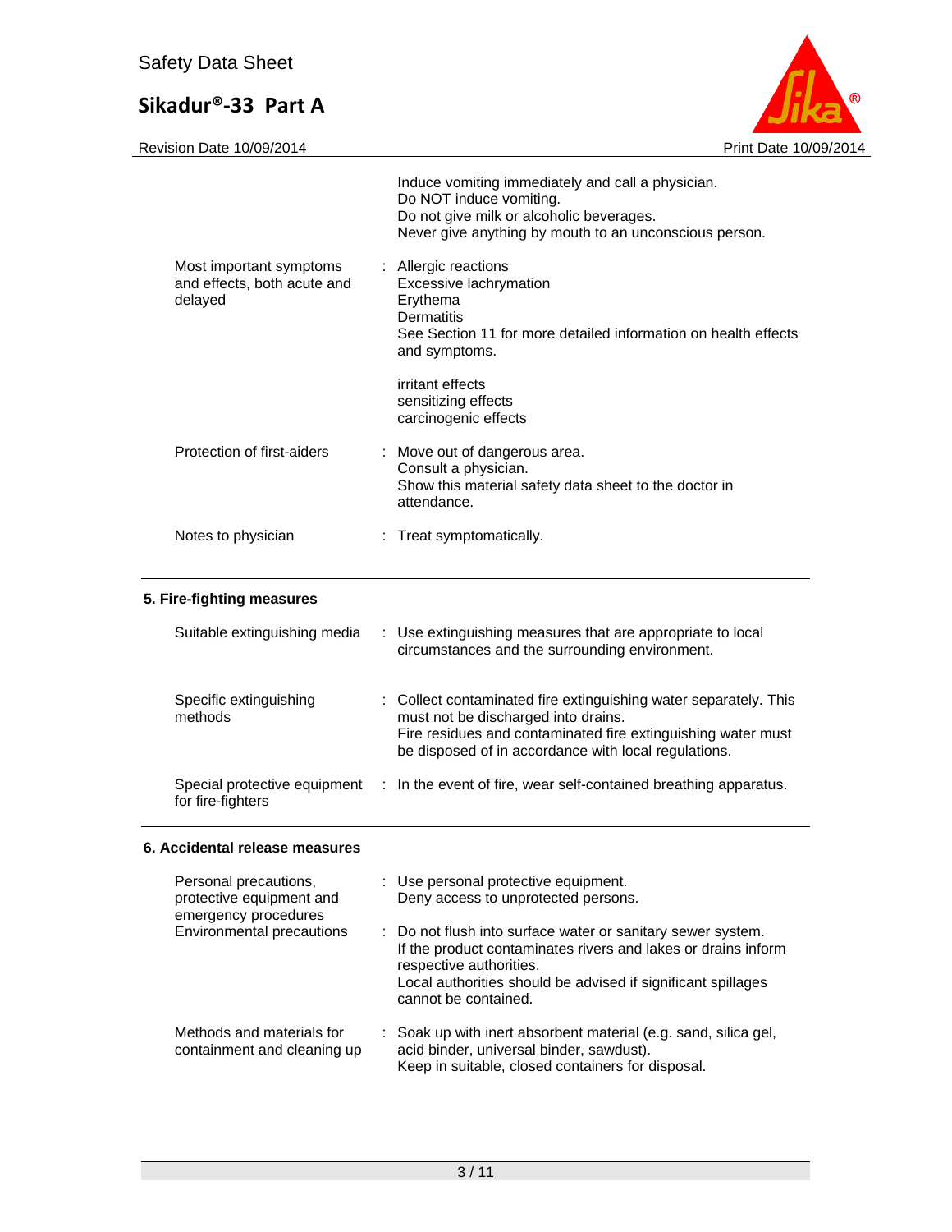Induce vomiting immediately and call a physician.
Do NOT induce vomiting.
Do not give milk or alcoholic beverages.
Never give anything by mouth to an unconscious person.

| | |
|---|---|
| Most important symptoms and effects, both acute and delayed | : Allergic reactions<br>Excessive lachrymation<br>Erythema<br>Dermatitis<br>See Section 11 for more detailed information on health effects and symptoms.<br><br>irritant effects<br>sensitizing effects<br>carcinogenic effects |
| Protection of first-aiders | : Move out of dangerous area.<br>Consult a physician.<br>Show this material safety data sheet to the doctor in attendance. |
| Notes to physician | : Treat symptomatically. |

## 5. Fire-fighting measures

| | |
|---|---|
| Suitable extinguishing media | : Use extinguishing measures that are appropriate to local circumstances and the surrounding environment. |
| Specific extinguishing methods | : Collect contaminated fire extinguishing water separately. This must not be discharged into drains.<br>Fire residues and contaminated fire extinguishing water must be disposed of in accordance with local regulations. |
| Special protective equipment for fire-fighters | : In the event of fire, wear self-contained breathing apparatus. |

## 6. Accidental release measures

| | |
|---|---|
| Personal precautions, protective equipment and emergency procedures | : Use personal protective equipment.<br>Deny access to unprotected persons. |
| Environmental precautions | : Do not flush into surface water or sanitary sewer system.<br>If the product contaminates rivers and lakes or drains inform respective authorities.<br>Local authorities should be advised if significant spillages cannot be contained. |
| Methods and materials for containment and cleaning up | : Soak up with inert absorbent material (e.g. sand, silica gel, acid binder, universal binder, sawdust).<br>Keep in suitable, closed containers for disposal. |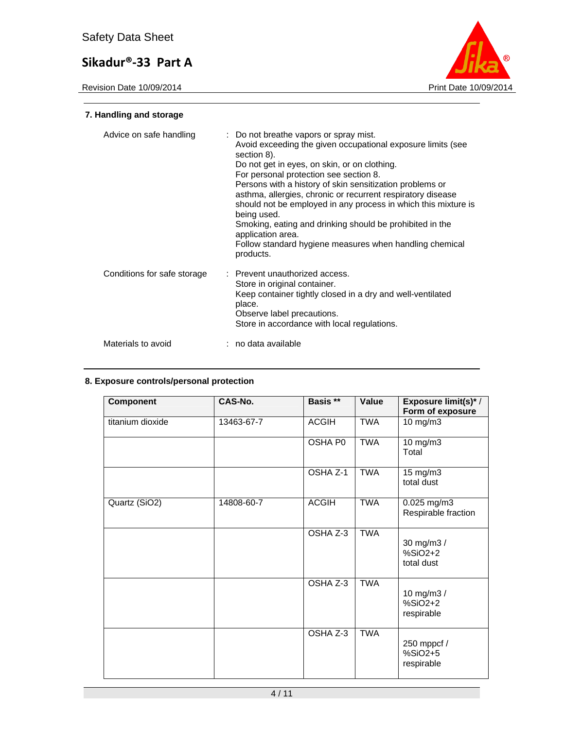## 7. Handling and storage

| | |
|---|---|
| Advice on safe handling | : Do not breathe vapors or spray mist. Avoid exceeding the given occupational exposure limits (see section 8). Do not get in eyes, on skin, or on clothing. For personal protection see section 8. Persons with a history of skin sensitization problems or asthma, allergies, chronic or recurrent respiratory disease should not be employed in any process in which this mixture is being used. Smoking, eating and drinking should be prohibited in the application area. Follow standard hygiene measures when handling chemical products. |
| Conditions for safe storage | : Prevent unauthorized access. Store in original container. Keep container tightly closed in a dry and well-ventilated place. Observe label precautions. Store in accordance with local regulations. |
| Materials to avoid | : no data available |

## 8. Exposure controls/personal protection

| Component | CAS-No. | Basis ** | Value | Exposure limit(s)* / Form of exposure |
|---|---|---|---|---|
| titanium dioxide | 13463-67-7 | ACGIH | TWA | 10 mg/m3 |
| | | OSHA P0 | TWA | 10 mg/m3 Total |
| | | OSHA Z-1 | TWA | 15 mg/m3 total dust |
| Quartz (SiO2) | 14808-60-7 | ACGIH | TWA | 0.025 mg/m3 Respirable fraction |
| | | OSHA Z-3 | TWA | 30 mg/m3 / %SiO2+2 total dust |
| | | OSHA Z-3 | TWA | 10 mg/m3 / %SiO2+2 respirable |
| | | OSHA Z-3 | TWA | 250 mppcf / %SiO2+5 respirable |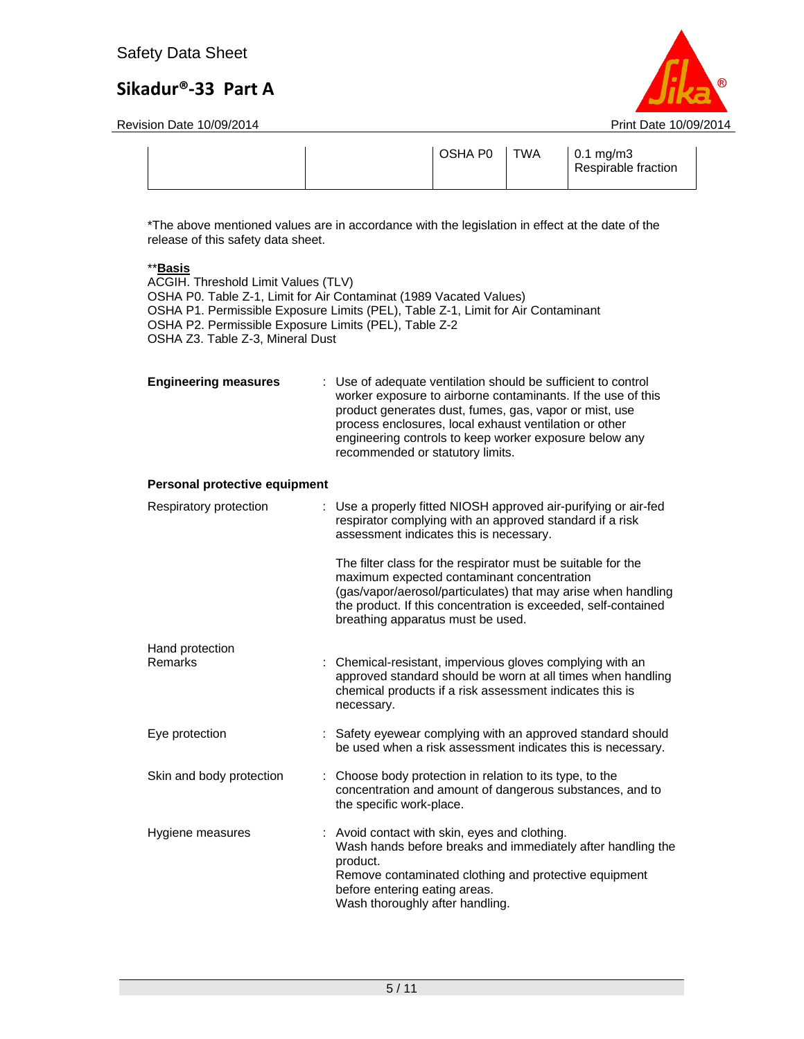|  |  | OSHA P0 | TWA | 0.1 mg/m3 Respirable fraction |
|---|---|---|---|---|

*The above mentioned values are in accordance with the legislation in effect at the date of the release of this safety data sheet.

**<u>**Basis**</u>
ACGIH. Threshold Limit Values (TLV)
OSHA P0. Table Z-1, Limit for Air Contaminat (1989 Vacated Values)
OSHA P1. Permissible Exposure Limits (PEL), Table Z-1, Limit for Air Contaminant
OSHA P2. Permissible Exposure Limits (PEL), Table Z-2
OSHA Z3. Table Z-3, Mineral Dust

**Engineering measures** : Use of adequate ventilation should be sufficient to control worker exposure to airborne contaminants. If the use of this product generates dust, fumes, gas, vapor or mist, use process enclosures, local exhaust ventilation or other engineering controls to keep worker exposure below any recommended or statutory limits.

**Personal protective equipment**

Respiratory protection : Use a properly fitted NIOSH approved air-purifying or air-fed respirator complying with an approved standard if a risk assessment indicates this is necessary.

The filter class for the respirator must be suitable for the maximum expected contaminant concentration (gas/vapor/aerosol/particulates) that may arise when handling the product. If this concentration is exceeded, self-contained breathing apparatus must be used.

Hand protection
Remarks : Chemical-resistant, impervious gloves complying with an approved standard should be worn at all times when handling chemical products if a risk assessment indicates this is necessary.

Eye protection : Safety eyewear complying with an approved standard should be used when a risk assessment indicates this is necessary.

Skin and body protection : Choose body protection in relation to its type, to the concentration and amount of dangerous substances, and to the specific work-place.

Hygiene measures : Avoid contact with skin, eyes and clothing.
Wash hands before breaks and immediately after handling the product.
Remove contaminated clothing and protective equipment before entering eating areas.
Wash thoroughly after handling.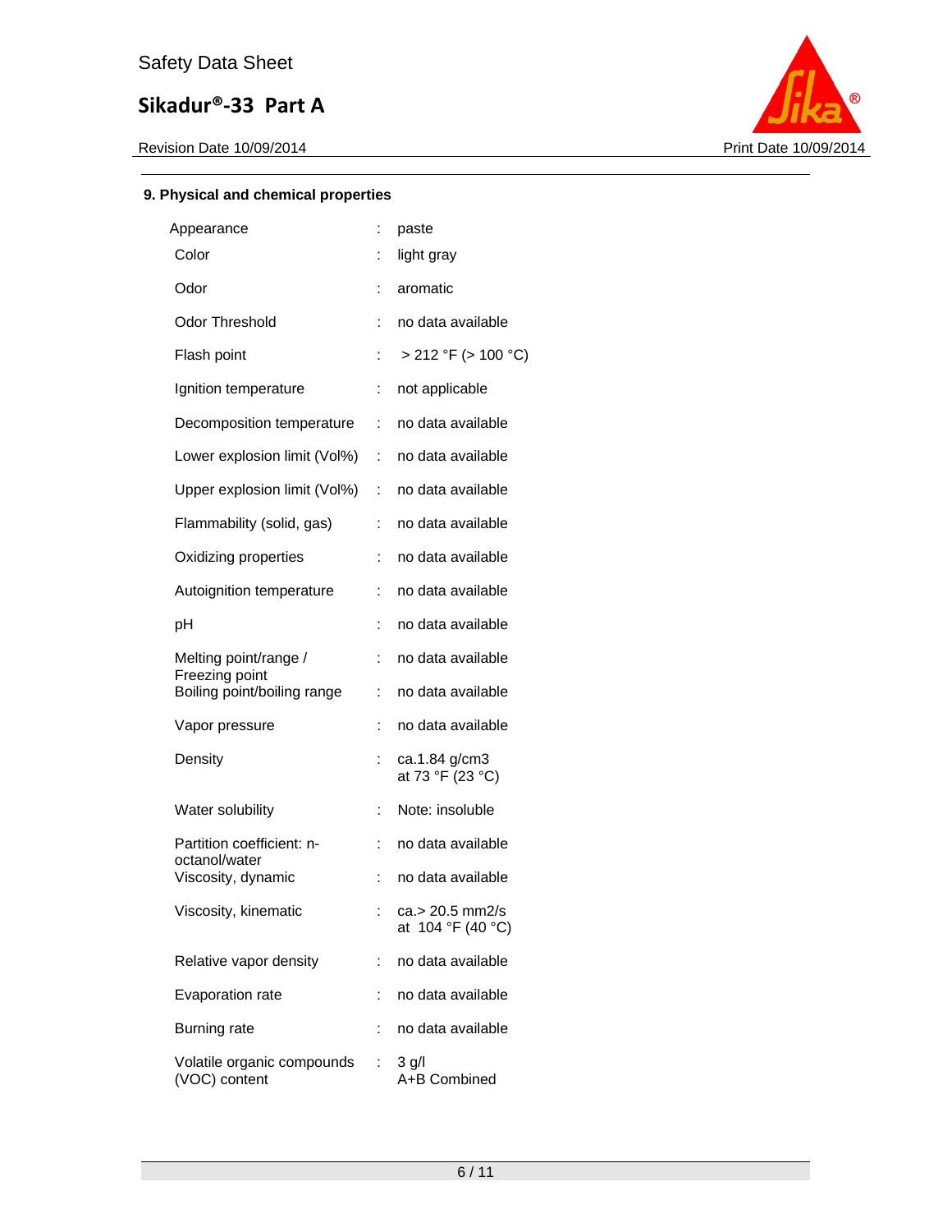## 9. Physical and chemical properties

| | | |
|---|---|---|
| Appearance | : | paste |
| Color | : | light gray |
| Odor | : | aromatic |
| Odor Threshold | : | no data available |
| Flash point | : | > 212 °F (> 100 °C) |
| Ignition temperature | : | not applicable |
| Decomposition temperature | : | no data available |
| Lower explosion limit (Vol%) | : | no data available |
| Upper explosion limit (Vol%) | : | no data available |
| Flammability (solid, gas) | : | no data available |
| Oxidizing properties | : | no data available |
| Autoignition temperature | : | no data available |
| pH | : | no data available |
| Melting point/range / Freezing point | : | no data available |
| Boiling point/boiling range | : | no data available |
| Vapor pressure | : | no data available |
| Density | : | ca.1.84 g/cm3 at 73 °F (23 °C) |
| Water solubility | : | Note: insoluble |
| Partition coefficient: n-octanol/water | : | no data available |
| Viscosity, dynamic | : | no data available |
| Viscosity, kinematic | : | ca.> 20.5 mm2/s at 104 °F (40 °C) |
| Relative vapor density | : | no data available |
| Evaporation rate | : | no data available |
| Burning rate | : | no data available |
| Volatile organic compounds (VOC) content | : | 3 g/l A+B Combined |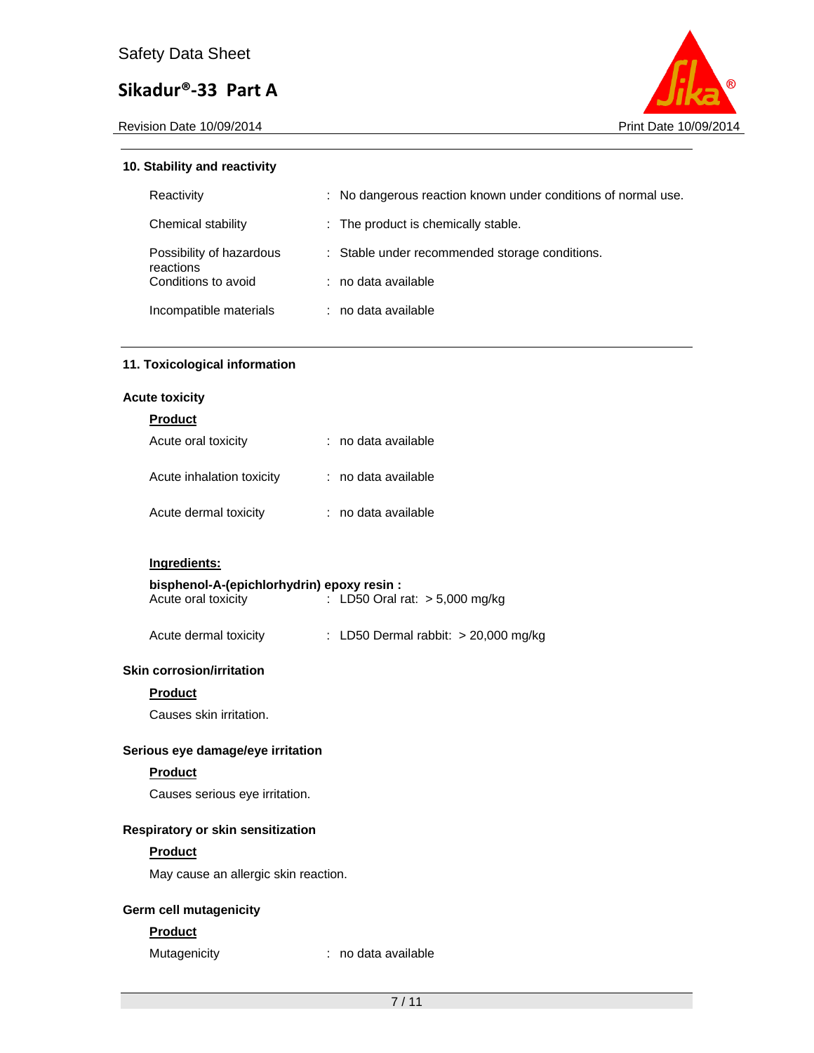## 10. Stability and reactivity

| | |
|---|---|
| Reactivity | : No dangerous reaction known under conditions of normal use. |
| Chemical stability | : The product is chemically stable. |
| Possibility of hazardous reactions | : Stable under recommended storage conditions. |
| Conditions to avoid | : no data available |
| Incompatible materials | : no data available |

## 11. Toxicological information

### Acute toxicity

**Product**

| | |
|---|---|
| Acute oral toxicity | : no data available |
| Acute inhalation toxicity | : no data available |
| Acute dermal toxicity | : no data available |

**Ingredients:**

**bisphenol-A-(epichlorhydrin) epoxy resin :**

| | |
|---|---|
| Acute oral toxicity | : LD50 Oral rat: > 5,000 mg/kg |
| Acute dermal toxicity | : LD50 Dermal rabbit: > 20,000 mg/kg |

### Skin corrosion/irritation

**Product**

Causes skin irritation.

### Serious eye damage/eye irritation

**Product**

Causes serious eye irritation.

### Respiratory or skin sensitization

**Product**

May cause an allergic skin reaction.

### Germ cell mutagenicity

**Product**

| | |
|---|---|
| Mutagenicity | : no data available |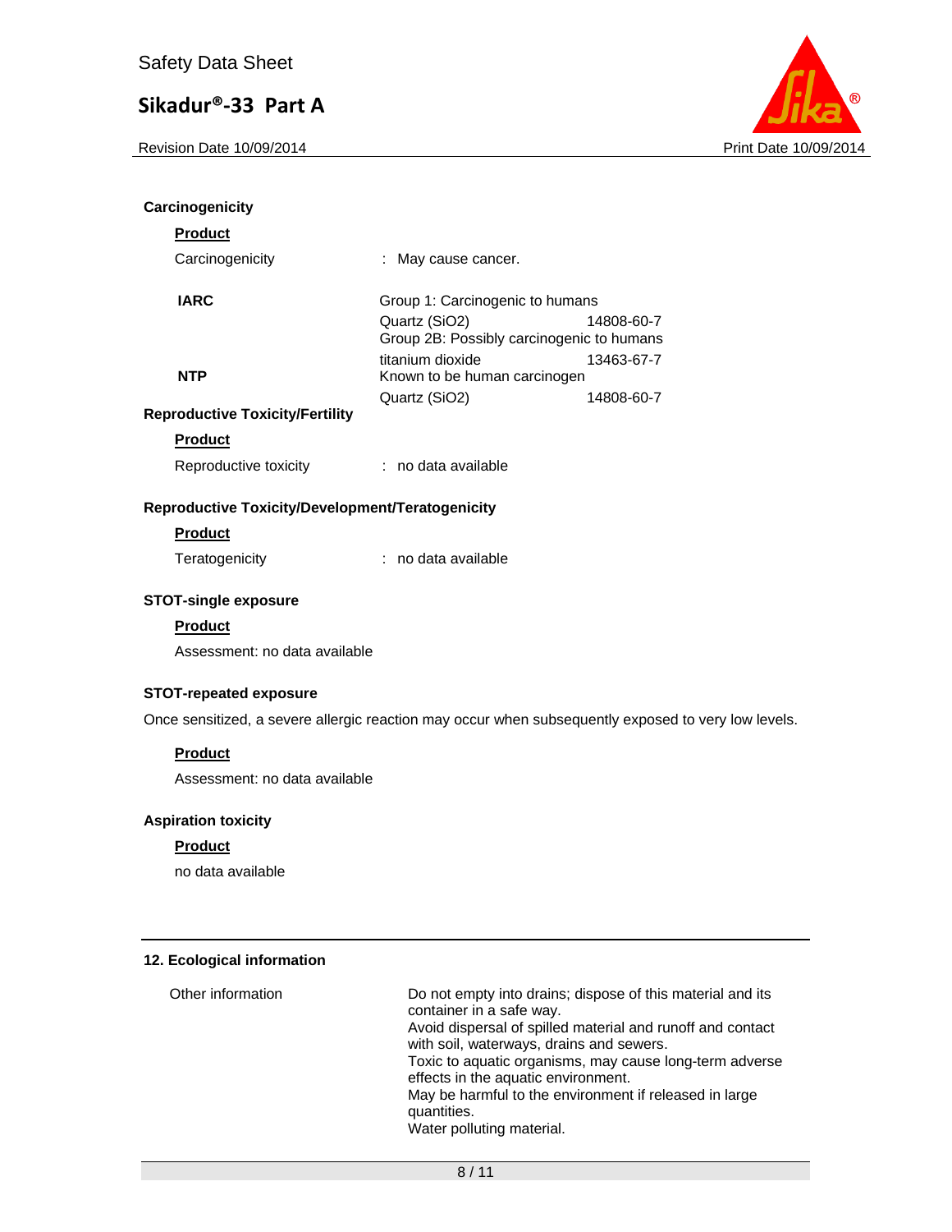### Carcinogenicity

**Product**

Carcinogenicity : May cause cancer.

| | | |
|---|---|---|
| **IARC** | Group 1: Carcinogenic to humans | |
| | Quartz ($SiO_2$) | 14808-60-7 |
| | Group 2B: Possibly carcinogenic to humans | |
| | titanium dioxide | 13463-67-7 |
| **NTP** | Known to be human carcinogen | |
| | Quartz ($SiO_2$) | 14808-60-7 |

### Reproductive Toxicity/Fertility

**Product**

Reproductive toxicity : no data available

### Reproductive Toxicity/Development/Teratogenicity

**Product**

Teratogenicity : no data available

### STOT-single exposure

**Product**

Assessment: no data available

### STOT-repeated exposure

Once sensitized, a severe allergic reaction may occur when subsequently exposed to very low levels.

**Product**

Assessment: no data available

### Aspiration toxicity

**Product**

no data available

## 12. Ecological information

Other information

Do not empty into drains; dispose of this material and its container in a safe way.
Avoid dispersal of spilled material and runoff and contact with soil, waterways, drains and sewers.
Toxic to aquatic organisms, may cause long-term adverse effects in the aquatic environment.
May be harmful to the environment if released in large quantities.
Water polluting material.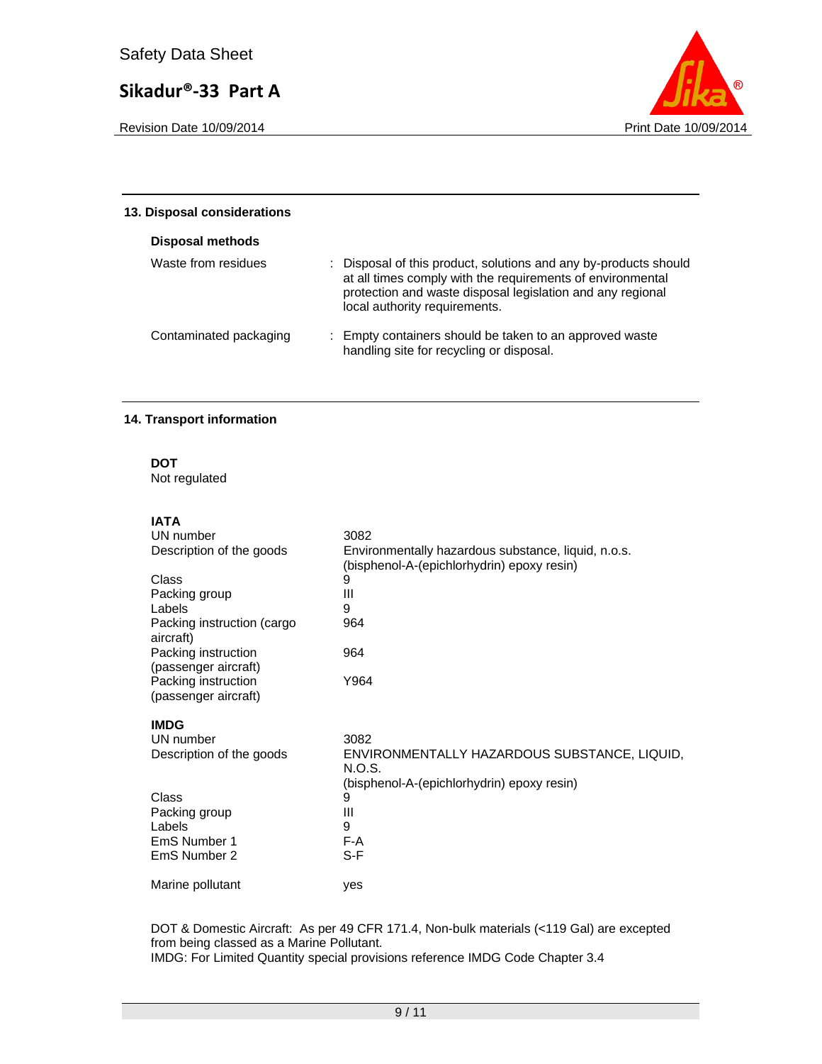## 13. Disposal considerations

### Disposal methods

| | |
|---|---|
| Waste from residues | : Disposal of this product, solutions and any by-products should at all times comply with the requirements of environmental protection and waste disposal legislation and any regional local authority requirements. |
| Contaminated packaging | : Empty containers should be taken to an approved waste handling site for recycling or disposal. |

## 14. Transport information

**DOT**
Not regulated

**IATA**

| | |
|---|---|
| UN number | 3082 |
| Description of the goods | Environmentally hazardous substance, liquid, n.o.s. (bisphenol-A-(epichlorhydrin) epoxy resin) |
| Class | 9 |
| Packing group | III |
| Labels | 9 |
| Packing instruction (cargo aircraft) | 964 |
| Packing instruction (passenger aircraft) | 964 |
| Packing instruction (passenger aircraft) | Y964 |

**IMDG**

| | |
|---|---|
| UN number | 3082 |
| Description of the goods | ENVIRONMENTALLY HAZARDOUS SUBSTANCE, LIQUID, N.O.S. (bisphenol-A-(epichlorhydrin) epoxy resin) |
| Class | 9 |
| Packing group | III |
| Labels | 9 |
| EmS Number 1 | F-A |
| EmS Number 2 | S-F |
| Marine pollutant | yes |

DOT & Domestic Aircraft: As per 49 CFR 171.4, Non-bulk materials (<119 Gal) are excepted from being classed as a Marine Pollutant.
IMDG: For Limited Quantity special provisions reference IMDG Code Chapter 3.4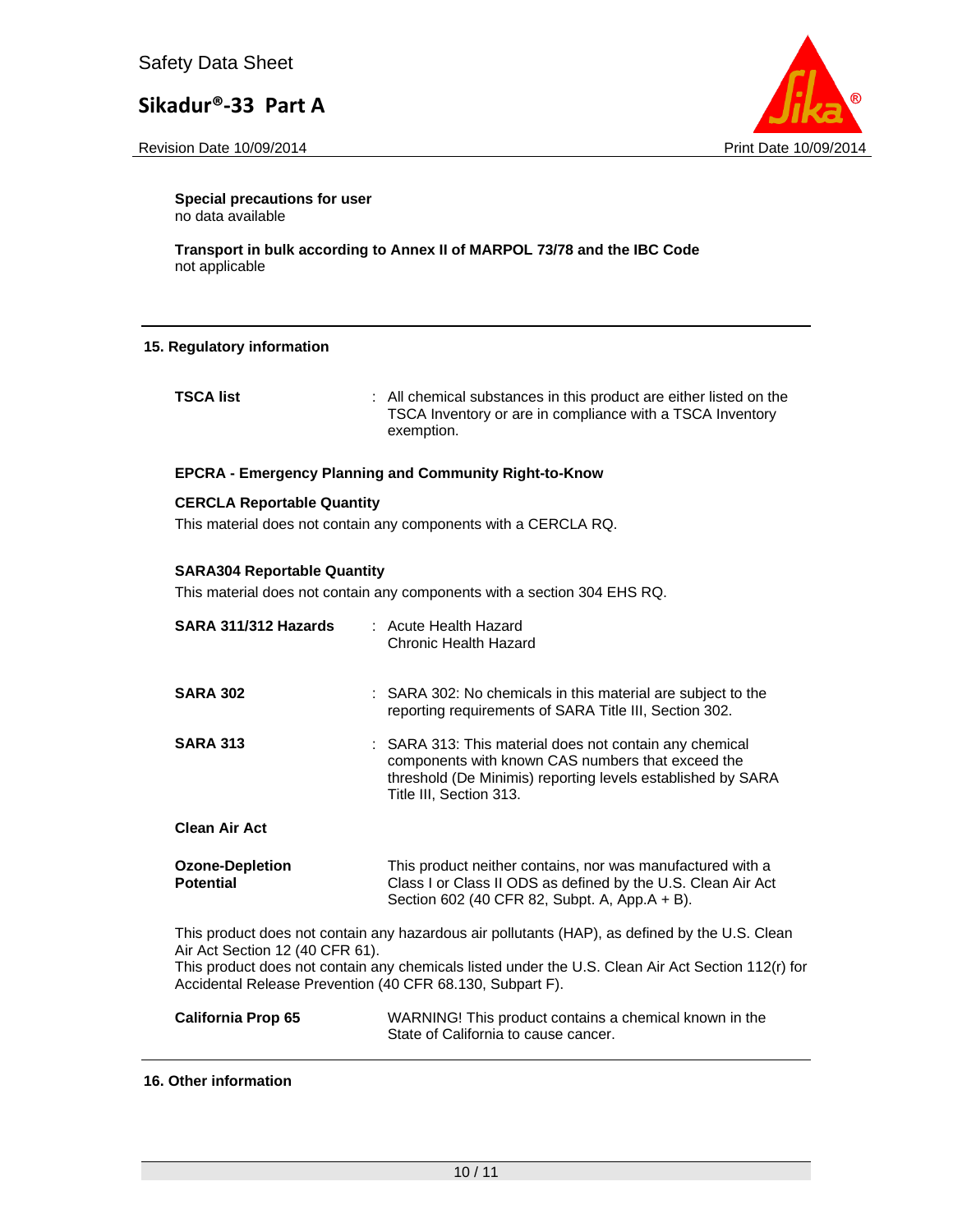**Special precautions for user**
no data available

**Transport in bulk according to Annex II of MARPOL 73/78 and the IBC Code**
not applicable

## 15. Regulatory information

**TSCA list** : All chemical substances in this product are either listed on the TSCA Inventory or are in compliance with a TSCA Inventory exemption.

**EPCRA - Emergency Planning and Community Right-to-Know**

**CERCLA Reportable Quantity**

This material does not contain any components with a CERCLA RQ.

**SARA304 Reportable Quantity**

This material does not contain any components with a section 304 EHS RQ.

**SARA 311/312 Hazards** : Acute Health Hazard
Chronic Health Hazard

**SARA 302** : SARA 302: No chemicals in this material are subject to the reporting requirements of SARA Title III, Section 302.

**SARA 313** : SARA 313: This material does not contain any chemical components with known CAS numbers that exceed the threshold (De Minimis) reporting levels established by SARA Title III, Section 313.

**Clean Air Act**

**Ozone-Depletion Potential** This product neither contains, nor was manufactured with a Class I or Class II ODS as defined by the U.S. Clean Air Act Section 602 (40 CFR 82, Subpt. A, App.A + B).

This product does not contain any hazardous air pollutants (HAP), as defined by the U.S. Clean Air Act Section 12 (40 CFR 61).
This product does not contain any chemicals listed under the U.S. Clean Air Act Section 112(r) for Accidental Release Prevention (40 CFR 68.130, Subpart F).

**California Prop 65** WARNING! This product contains a chemical known in the State of California to cause cancer.

## 16. Other information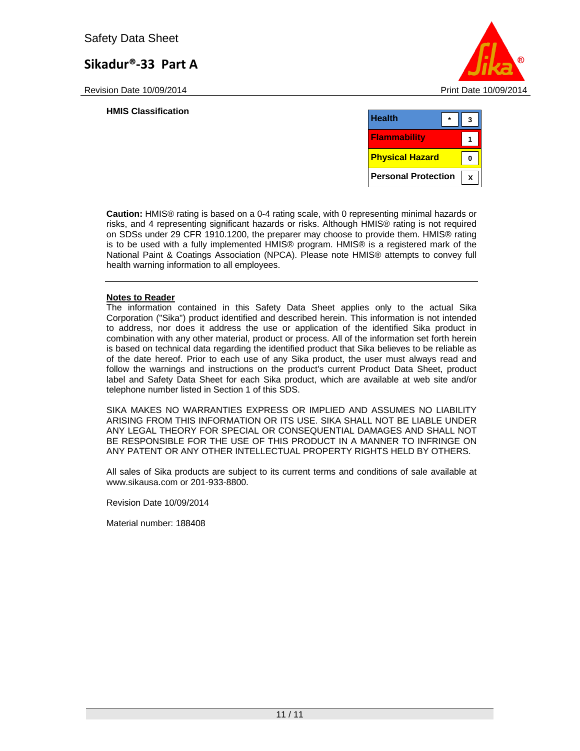**HMIS Classification**

| | | |
|---|---|---|
| Health | * | 3 |
| Flammability | | 1 |
| Physical Hazard | | 0 |
| Personal Protection | | X |

**Caution:** HMIS® rating is based on a 0-4 rating scale, with 0 representing minimal hazards or risks, and 4 representing significant hazards or risks. Although HMIS® rating is not required on SDSs under 29 CFR 1910.1200, the preparer may choose to provide them. HMIS® rating is to be used with a fully implemented HMIS® program. HMIS® is a registered mark of the National Paint & Coatings Association (NPCA). Please note HMIS® attempts to convey full health warning information to all employees.

---

**Notes to Reader**

The information contained in this Safety Data Sheet applies only to the actual Sika Corporation ("Sika") product identified and described herein. This information is not intended to address, nor does it address the use or application of the identified Sika product in combination with any other material, product or process. All of the information set forth herein is based on technical data regarding the identified product that Sika believes to be reliable as of the date hereof. Prior to each use of any Sika product, the user must always read and follow the warnings and instructions on the product's current Product Data Sheet, product label and Safety Data Sheet for each Sika product, which are available at web site and/or telephone number listed in Section 1 of this SDS.

SIKA MAKES NO WARRANTIES EXPRESS OR IMPLIED AND ASSUMES NO LIABILITY ARISING FROM THIS INFORMATION OR ITS USE. SIKA SHALL NOT BE LIABLE UNDER ANY LEGAL THEORY FOR SPECIAL OR CONSEQUENTIAL DAMAGES AND SHALL NOT BE RESPONSIBLE FOR THE USE OF THIS PRODUCT IN A MANNER TO INFRINGE ON ANY PATENT OR ANY OTHER INTELLECTUAL PROPERTY RIGHTS HELD BY OTHERS.

All sales of Sika products are subject to its current terms and conditions of sale available at www.sikausa.com or 201-933-8800.

Revision Date 10/09/2014

Material number: 188408